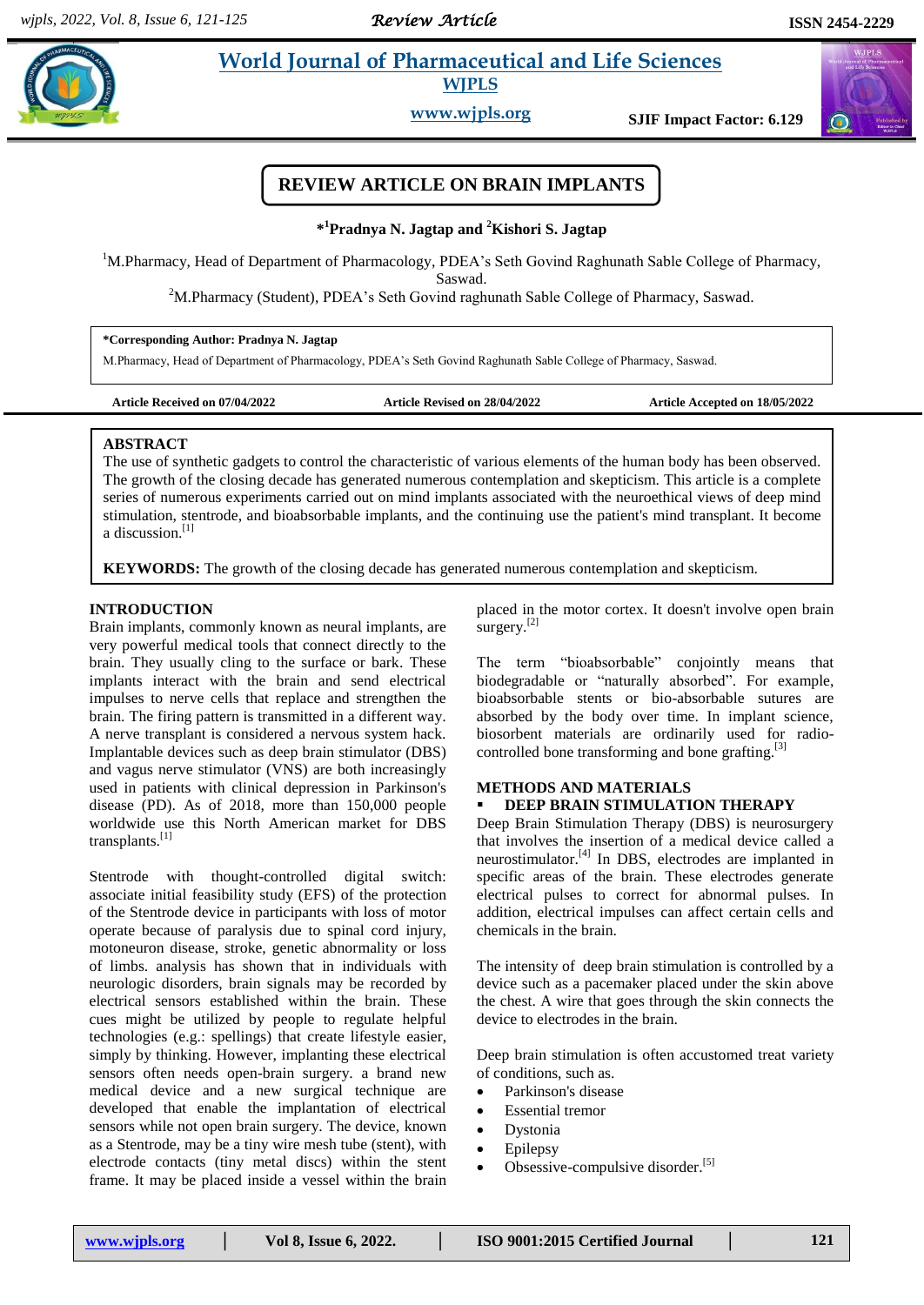# REVIEW ARTICLE ON BRAIN IMPLANTS

**\*[1]Pradnya N. Jagtap and [2]Kishori S. Jagtap**

[1]M.Pharmacy, Head of Department of Pharmacology, PDEA's Seth Govind Raghunath Sable College of Pharmacy, Saswad.

[2]M.Pharmacy (Student), PDEA's Seth Govind raghunath Sable College of Pharmacy, Saswad.

**\*Corresponding Author: Pradnya N. Jagtap**
M.Pharmacy, Head of Department of Pharmacology, PDEA's Seth Govind Raghunath Sable College of Pharmacy, Saswad.

**Article Received on 07/04/2022** **Article Revised on 28/04/2022** **Article Accepted on 18/05/2022**

## ABSTRACT

The use of synthetic gadgets to control the characteristic of various elements of the human body has been observed. The growth of the closing decade has generated numerous contemplation and skepticism. This article is a complete series of numerous experiments carried out on mind implants associated with the neuroethical views of deep mind stimulation, stentrode, and bioabsorbable implants, and the continuing use the patient's mind transplant. It become a discussion.[1]

**KEYWORDS:** The growth of the closing decade has generated numerous contemplation and skepticism.

## INTRODUCTION

Brain implants, commonly known as neural implants, are very powerful medical tools that connect directly to the brain. They usually cling to the surface or bark. These implants interact with the brain and send electrical impulses to nerve cells that replace and strengthen the brain. The firing pattern is transmitted in a different way. A nerve transplant is considered a nervous system hack. Implantable devices such as deep brain stimulator (DBS) and vagus nerve stimulator (VNS) are both increasingly used in patients with clinical depression in Parkinson's disease (PD). As of 2018, more than 150,000 people worldwide use this North American market for DBS transplants.[1]

Stentrode with thought-controlled digital switch: associate initial feasibility study (EFS) of the protection of the Stentrode device in participants with loss of motor operate because of paralysis due to spinal cord injury, motoneuron disease, stroke, genetic abnormality or loss of limbs. analysis has shown that in individuals with neurologic disorders, brain signals may be recorded by electrical sensors established within the brain. These cues might be utilized by people to regulate helpful technologies (e.g.: spellings) that create lifestyle easier, simply by thinking. However, implanting these electrical sensors often needs open-brain surgery. a brand new medical device and a new surgical technique are developed that enable the implantation of electrical sensors while not open brain surgery. The device, known as a Stentrode, may be a tiny wire mesh tube (stent), with electrode contacts (tiny metal discs) within the stent frame. It may be placed inside a vessel within the brain placed in the motor cortex. It doesn't involve open brain surgery.[2]

The term "bioabsorbable" conjointly means that biodegradable or "naturally absorbed". For example, bioabsorbable stents or bio-absorbable sutures are absorbed by the body over time. In implant science, biosorbent materials are ordinarily used for radio-controlled bone transforming and bone grafting.[3]

## METHODS AND MATERIALS

- **DEEP BRAIN STIMULATION THERAPY**

Deep Brain Stimulation Therapy (DBS) is neurosurgery that involves the insertion of a medical device called a neurostimulator.[4] In DBS, electrodes are implanted in specific areas of the brain. These electrodes generate electrical pulses to correct for abnormal pulses. In addition, electrical impulses can affect certain cells and chemicals in the brain.

The intensity of deep brain stimulation is controlled by a device such as a pacemaker placed under the skin above the chest. A wire that goes through the skin connects the device to electrodes in the brain.

Deep brain stimulation is often accustomed treat variety of conditions, such as.

- Parkinson's disease
- Essential tremor
- Dystonia
- Epilepsy
- Obsessive-compulsive disorder.[5]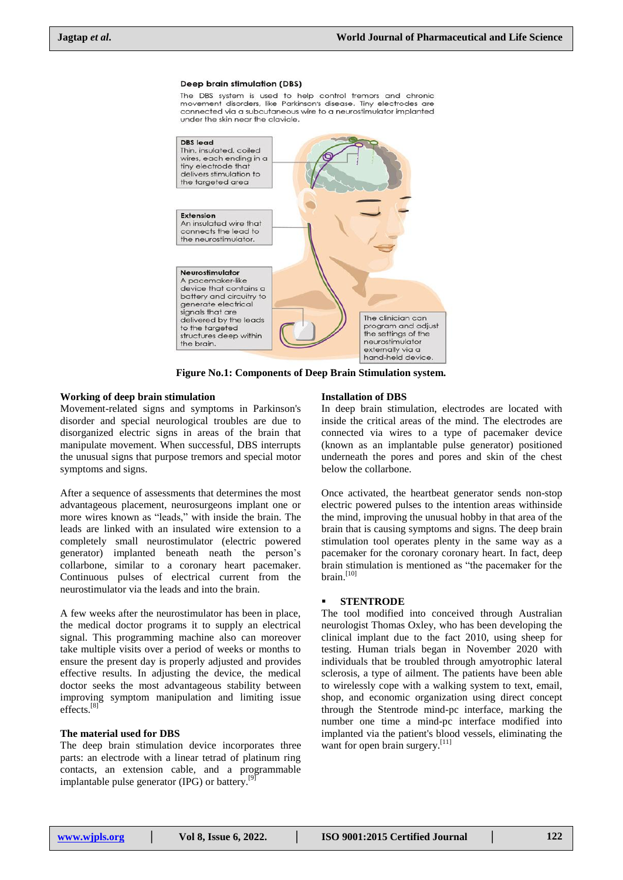Deep brain stimulation (DBS)

The DBS system is used to help control tremors and chronic movement disorders, like Parkinson's disease. Tiny electrodes are connected via a subcutaneous wire to a neurostimulator implanted under the skin near the clavicle.

**DBS lead**
Thin, insulated, coiled wires, each ending in a tiny electrode that delivers stimulation to the targeted area

**Extension**
An insulated wire that connects the lead to the neurostimulator.

**Neurostimulator**
A pacemaker-like device that contains a battery and circuitry to generate electrical signals that are delivered by the leads to the targeted structures deep within the brain.

The clinician can program and adjust the settings of the neurostimulator externally via a hand-held device.

**Figure No.1: Components of Deep Brain Stimulation system.**

### Working of deep brain stimulation

Movement-related signs and symptoms in Parkinson's disorder and special neurological troubles are due to disorganized electric signs in areas of the brain that manipulate movement. When successful, DBS interrupts the unusual signs that purpose tremors and special motor symptoms and signs.

After a sequence of assessments that determines the most advantageous placement, neurosurgeons implant one or more wires known as "leads," with inside the brain. The leads are linked with an insulated wire extension to a completely small neurostimulator (electric powered generator) implanted beneath neath the person's collarbone, similar to a coronary heart pacemaker. Continuous pulses of electrical current from the neurostimulator via the leads and into the brain.

A few weeks after the neurostimulator has been in place, the medical doctor programs it to supply an electrical signal. This programming machine also can moreover take multiple visits over a period of weeks or months to ensure the present day is properly adjusted and provides effective results. In adjusting the device, the medical doctor seeks the most advantageous stability between improving symptom manipulation and limiting issue effects.[8]

### The material used for DBS

The deep brain stimulation device incorporates three parts: an electrode with a linear tetrad of platinum ring contacts, an extension cable, and a programmable implantable pulse generator (IPG) or battery.[9]

### Installation of DBS

In deep brain stimulation, electrodes are located with inside the critical areas of the mind. The electrodes are connected via wires to a type of pacemaker device (known as an implantable pulse generator) positioned underneath the pores and pores and skin of the chest below the collarbone.

Once activated, the heartbeat generator sends non-stop electric powered pulses to the intention areas withinside the mind, improving the unusual hobby in that area of the brain that is causing symptoms and signs. The deep brain stimulation tool operates plenty in the same way as a pacemaker for the coronary coronary heart. In fact, deep brain stimulation is mentioned as "the pacemaker for the brain.[10]

- **STENTRODE**

The tool modified into conceived through Australian neurologist Thomas Oxley, who has been developing the clinical implant due to the fact 2010, using sheep for testing. Human trials began in November 2020 with individuals that be troubled through amyotrophic lateral sclerosis, a type of ailment. The patients have been able to wirelessly cope with a walking system to text, email, shop, and economic organization using direct concept through the Stentrode mind-pc interface, marking the number one time a mind-pc interface modified into implanted via the patient's blood vessels, eliminating the want for open brain surgery.[11]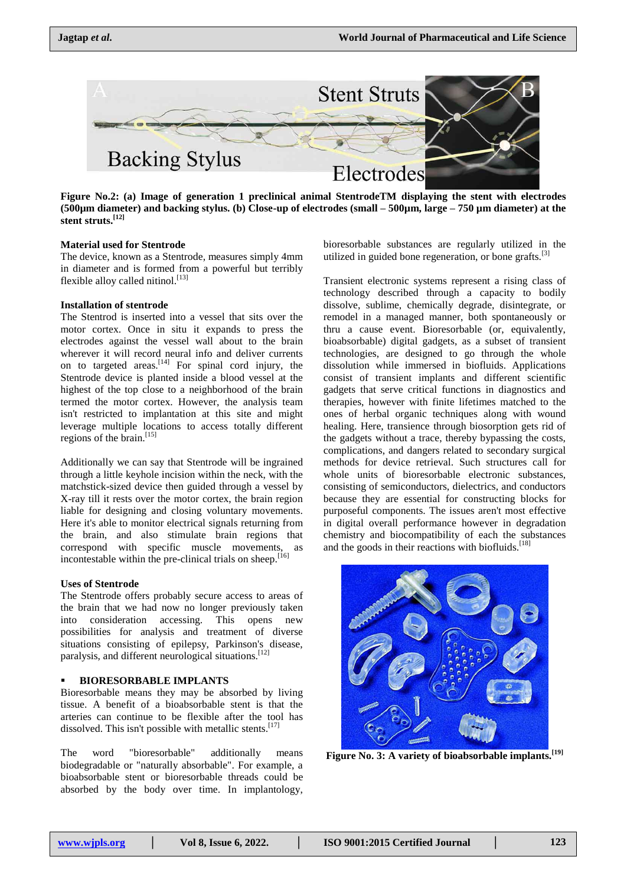**Figure No.2: (a) Image of generation 1 preclinical animal StentrodeTM displaying the stent with electrodes (500µm diameter) and backing stylus. (b) Close-up of electrodes (small – 500µm, large – 750 µm diameter) at the stent struts.**[12]

**Material used for Stentrode**

The device, known as a Stentrode, measures simply 4mm in diameter and is formed from a powerful but terribly flexible alloy called nitinol.[13]

**Installation of stentrode**

The Stentrod is inserted into a vessel that sits over the motor cortex. Once in situ it expands to press the electrodes against the vessel wall about to the brain wherever it will record neural info and deliver currents on to targeted areas.[14] For spinal cord injury, the Stentrode device is planted inside a blood vessel at the highest of the top close to a neighborhood of the brain termed the motor cortex. However, the analysis team isn't restricted to implantation at this site and might leverage multiple locations to access totally different regions of the brain.[15]

Additionally we can say that Stentrode will be ingrained through a little keyhole incision within the neck, with the matchstick-sized device then guided through a vessel by X-ray till it rests over the motor cortex, the brain region liable for designing and closing voluntary movements. Here it's able to monitor electrical signals returning from the brain, and also stimulate brain regions that correspond with specific muscle movements, as incontestable within the pre-clinical trials on sheep.[16]

**Uses of Stentrode**

The Stentrode offers probably secure access to areas of the brain that we had now no longer previously taken into consideration accessing. This opens new possibilities for analysis and treatment of diverse situations consisting of epilepsy, Parkinson's disease, paralysis, and different neurological situations.[12]

- **BIORESORBABLE IMPLANTS**

Bioresorbable means they may be absorbed by living tissue. A benefit of a bioabsorbable stent is that the arteries can continue to be flexible after the tool has dissolved. This isn't possible with metallic stents.[17]

The word "bioresorbable" additionally means biodegradable or "naturally absorbable". For example, a bioabsorbable stent or bioresorbable threads could be absorbed by the body over time. In implantology, bioresorbable substances are regularly utilized in the utilized in guided bone regeneration, or bone grafts.[3]

Transient electronic systems represent a rising class of technology described through a capacity to bodily dissolve, sublime, chemically degrade, disintegrate, or remodel in a managed manner, both spontaneously or thru a cause event. Bioresorbable (or, equivalently, bioabsorbable) digital gadgets, as a subset of transient technologies, are designed to go through the whole dissolution while immersed in biofluids. Applications consist of transient implants and different scientific gadgets that serve critical functions in diagnostics and therapies, however with finite lifetimes matched to the ones of herbal organic techniques along with wound healing. Here, transience through biosorption gets rid of the gadgets without a trace, thereby bypassing the costs, complications, and dangers related to secondary surgical methods for device retrieval. Such structures call for whole units of bioresorbable electronic substances, consisting of semiconductors, dielectrics, and conductors because they are essential for constructing blocks for purposeful components. The issues aren't most effective in digital overall performance however in degradation chemistry and biocompatibility of each the substances and the goods in their reactions with biofluids.[18]

**Figure No. 3: A variety of bioabsorbable implants.**[19]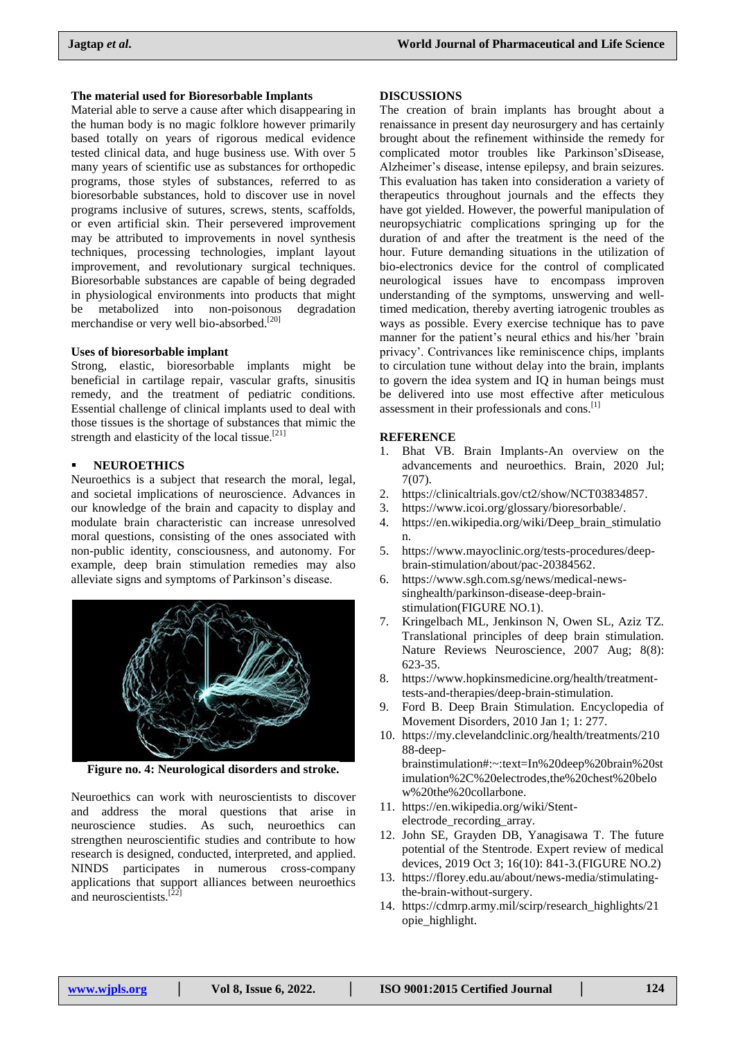### The material used for Bioresorbable Implants

Material able to serve a cause after which disappearing in the human body is no magic folklore however primarily based totally on years of rigorous medical evidence tested clinical data, and huge business use. With over 5 many years of scientific use as substances for orthopedic programs, those styles of substances, referred to as bioresorbable substances, hold to discover use in novel programs inclusive of sutures, screws, stents, scaffolds, or even artificial skin. Their persevered improvement may be attributed to improvements in novel synthesis techniques, processing technologies, implant layout improvement, and revolutionary surgical techniques. Bioresorbable substances are capable of being degraded in physiological environments into products that might be metabolized into non-poisonous degradation merchandise or very well bio-absorbed.[20]

### Uses of bioresorbable implant

Strong, elastic, bioresorbable implants might be beneficial in cartilage repair, vascular grafts, sinusitis remedy, and the treatment of pediatric conditions. Essential challenge of clinical implants used to deal with those tissues is the shortage of substances that mimic the strength and elasticity of the local tissue.[21]

## NEUROETHICS

Neuroethics is a subject that research the moral, legal, and societal implications of neuroscience. Advances in our knowledge of the brain and capacity to display and modulate brain characteristic can increase unresolved moral questions, consisting of the ones associated with non-public identity, consciousness, and autonomy. For example, deep brain stimulation remedies may also alleviate signs and symptoms of Parkinson's disease.

**Figure no. 4: Neurological disorders and stroke.**

Neuroethics can work with neuroscientists to discover and address the moral questions that arise in neuroscience studies. As such, neuroethics can strengthen neuroscientific studies and contribute to how research is designed, conducted, interpreted, and applied. NINDS participates in numerous cross-company applications that support alliances between neuroethics and neuroscientists.[22]

## DISCUSSIONS

The creation of brain implants has brought about a renaissance in present day neurosurgery and has certainly brought about the refinement withinside the remedy for complicated motor troubles like Parkinson'sDisease, Alzheimer's disease, intense epilepsy, and brain seizures. This evaluation has taken into consideration a variety of therapeutics throughout journals and the effects they have got yielded. However, the powerful manipulation of neuropsychiatric complications springing up for the duration of and after the treatment is the need of the hour. Future demanding situations in the utilization of bio-electronics device for the control of complicated neurological issues have to encompass improven understanding of the symptoms, unswerving and well-timed medication, thereby averting iatrogenic troubles as ways as possible. Every exercise technique has to pave manner for the patient's neural ethics and his/her 'brain privacy'. Contrivances like reminiscence chips, implants to circulation tune without delay into the brain, implants to govern the idea system and IQ in human beings must be delivered into use most effective after meticulous assessment in their professionals and cons.[1]

## REFERENCE

1. Bhat VB. Brain Implants-An overview on the advancements and neuroethics. Brain, 2020 Jul; 7(07).
2. https://clinicaltrials.gov/ct2/show/NCT03834857.
3. https://www.icoi.org/glossary/bioresorbable/.
4. https://en.wikipedia.org/wiki/Deep_brain_stimulation.
5. https://www.mayoclinic.org/tests-procedures/deep-brain-stimulation/about/pac-20384562.
6. https://www.sgh.com.sg/news/medical-news-singhealth/parkinson-disease-deep-brain-stimulation(FIGURE NO.1).
7. Kringelbach ML, Jenkinson N, Owen SL, Aziz TZ. Translational principles of deep brain stimulation. Nature Reviews Neuroscience, 2007 Aug; 8(8): 623-35.
8. https://www.hopkinsmedicine.org/health/treatment-tests-and-therapies/deep-brain-stimulation.
9. Ford B. Deep Brain Stimulation. Encyclopedia of Movement Disorders, 2010 Jan 1; 1: 277.
10. https://my.clevelandclinic.org/health/treatments/21088-deep-brainstimulation#:~:text=In%20deep%20brain%20stimulation%2C%20electrodes,the%20chest%20below%20the%20collarbone.
11. https://en.wikipedia.org/wiki/Stent-electrode_recording_array.
12. John SE, Grayden DB, Yanagisawa T. The future potential of the Stentrode. Expert review of medical devices, 2019 Oct 3; 16(10): 841-3.(FIGURE NO.2)
13. https://florey.edu.au/about/news-media/stimulating-the-brain-without-surgery.
14. https://cdmrp.army.mil/scirp/research_highlights/21opie_highlight.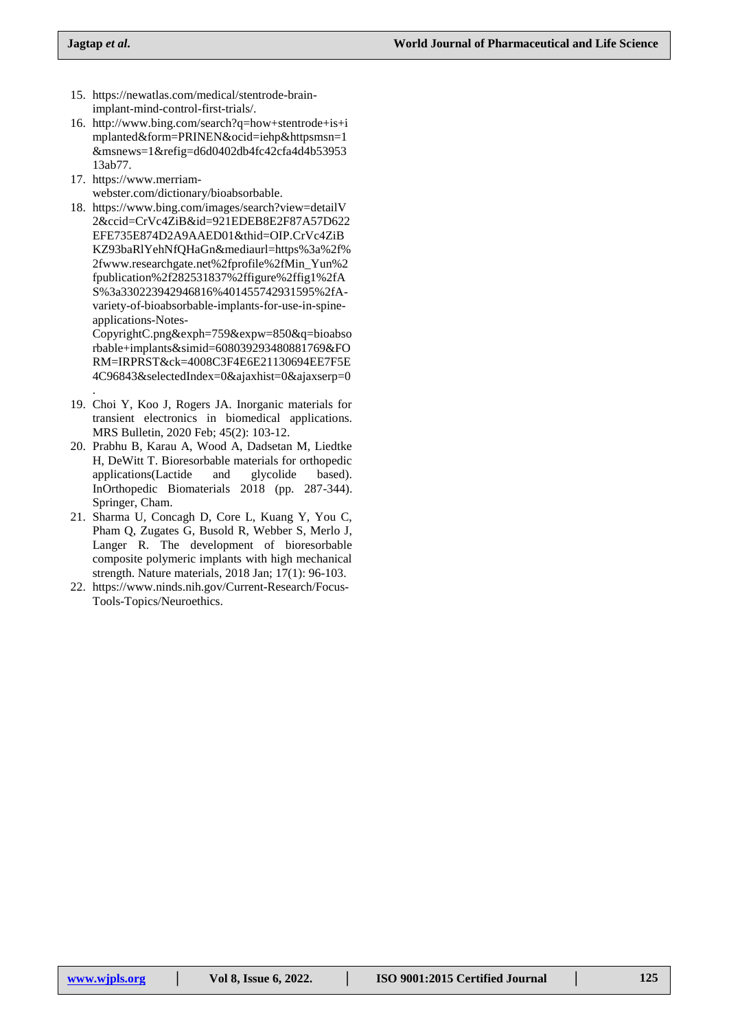15. https://newatlas.com/medical/stentrode-brain-implant-mind-control-first-trials/.
16. http://www.bing.com/search?q=how+stentrode+is+implanted&form=PRINEN&ocid=iehp&httpsmsn=1&msnews=1&refig=d6d0402db4fc42cfa4d4b5395313ab77.
17. https://www.merriam-webster.com/dictionary/bioabsorbable.
18. https://www.bing.com/images/search?view=detailV2&ccid=CrVc4ZiB&id=921EDEB8E2F87A57D622EFE735E874D2A9AAED01&thid=OIP.CrVc4ZiBKZ93baRlYehNfQHaGn&mediaurl=https%3a%2f%2fwww.researchgate.net%2fprofile%2fMin_Yun%2fpublication%2f282531837%2ffigure%2ffig1%2fAS%3a330223942946816%401455742931595%2fA-variety-of-bioabsorbable-implants-for-use-in-spine-applications-Notes-CopyrightC.png&exph=759&expw=850&q=bioabsorbable+implants&simid=608039293480881769&FORM=IRPRST&ck=4008C3F4E6E21130694EE7F5E4C96843&selectedIndex=0&ajaxhist=0&ajaxserp=0.
19. Choi Y, Koo J, Rogers JA. Inorganic materials for transient electronics in biomedical applications. MRS Bulletin, 2020 Feb; 45(2): 103-12.
20. Prabhu B, Karau A, Wood A, Dadsetan M, Liedtke H, DeWitt T. Bioresorbable materials for orthopedic applications(Lactide and glycolide based). InOrthopedic Biomaterials 2018 (pp. 287-344). Springer, Cham.
21. Sharma U, Concagh D, Core L, Kuang Y, You C, Pham Q, Zugates G, Busold R, Webber S, Merlo J, Langer R. The development of bioresorbable composite polymeric implants with high mechanical strength. Nature materials, 2018 Jan; 17(1): 96-103.
22. https://www.ninds.nih.gov/Current-Research/Focus-Tools-Topics/Neuroethics.